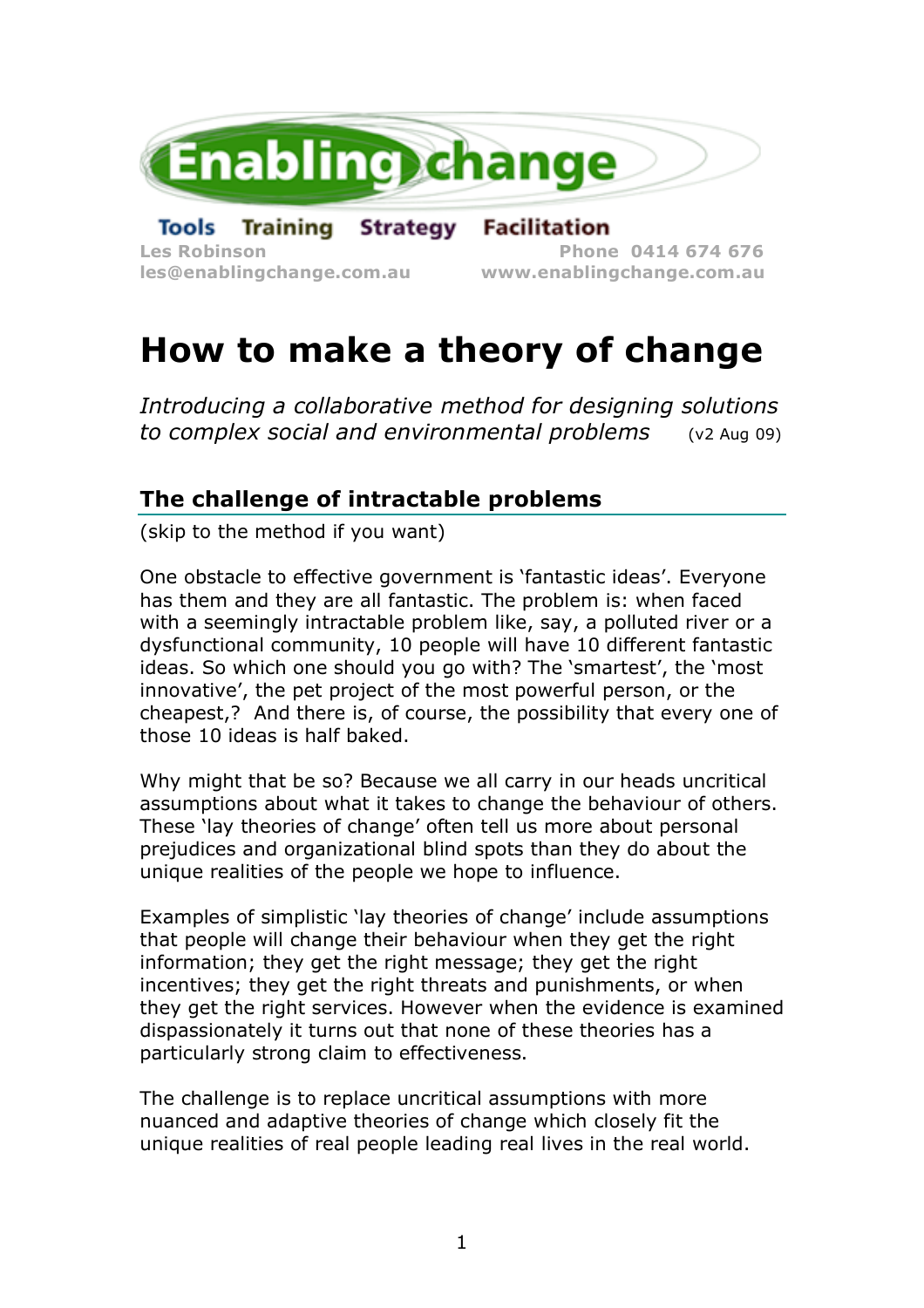Enabling change

**Tools Training Strategy Facilitation**

Les Robinson
les@enablingchange.com.au

Phone 0414 674 676
www.enablingchange.com.au

# How to make a theory of change

*Introducing a collaborative method for designing solutions to complex social and environmental problems* (v2 Aug 09)

## The challenge of intractable problems

(skip to the method if you want)

One obstacle to effective government is 'fantastic ideas'. Everyone has them and they are all fantastic. The problem is: when faced with a seemingly intractable problem like, say, a polluted river or a dysfunctional community, 10 people will have 10 different fantastic ideas. So which one should you go with? The 'smartest', the 'most innovative', the pet project of the most powerful person, or the cheapest,? And there is, of course, the possibility that every one of those 10 ideas is half baked.

Why might that be so? Because we all carry in our heads uncritical assumptions about what it takes to change the behaviour of others. These 'lay theories of change' often tell us more about personal prejudices and organizational blind spots than they do about the unique realities of the people we hope to influence.

Examples of simplistic 'lay theories of change' include assumptions that people will change their behaviour when they get the right information; they get the right message; they get the right incentives; they get the right threats and punishments, or when they get the right services. However when the evidence is examined dispassionately it turns out that none of these theories has a particularly strong claim to effectiveness.

The challenge is to replace uncritical assumptions with more nuanced and adaptive theories of change which closely fit the unique realities of real people leading real lives in the real world.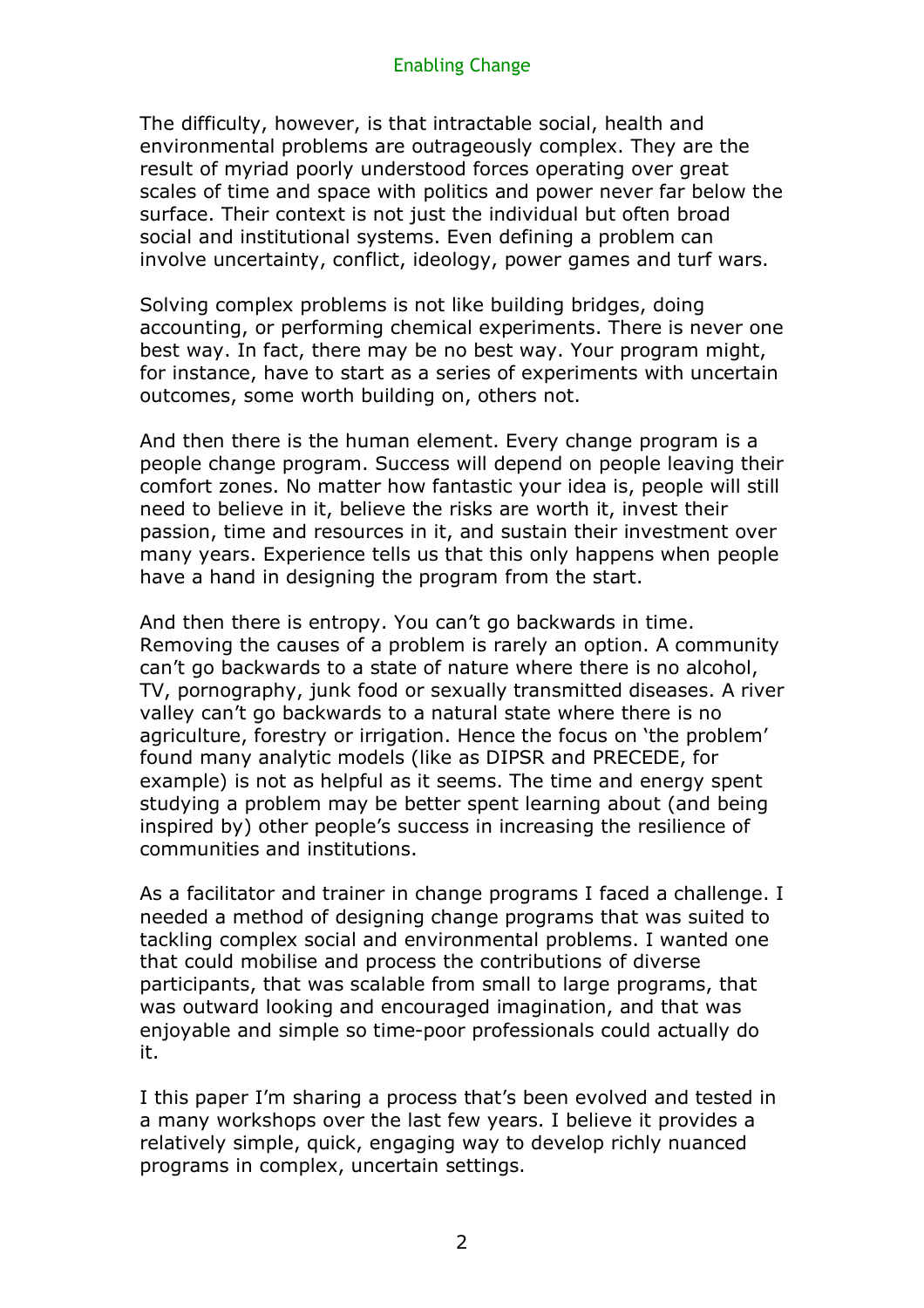The difficulty, however, is that intractable social, health and environmental problems are outrageously complex. They are the result of myriad poorly understood forces operating over great scales of time and space with politics and power never far below the surface. Their context is not just the individual but often broad social and institutional systems. Even defining a problem can involve uncertainty, conflict, ideology, power games and turf wars.

Solving complex problems is not like building bridges, doing accounting, or performing chemical experiments. There is never one best way. In fact, there may be no best way. Your program might, for instance, have to start as a series of experiments with uncertain outcomes, some worth building on, others not.

And then there is the human element. Every change program is a people change program. Success will depend on people leaving their comfort zones. No matter how fantastic your idea is, people will still need to believe in it, believe the risks are worth it, invest their passion, time and resources in it, and sustain their investment over many years. Experience tells us that this only happens when people have a hand in designing the program from the start.

And then there is entropy. You can't go backwards in time. Removing the causes of a problem is rarely an option. A community can't go backwards to a state of nature where there is no alcohol, TV, pornography, junk food or sexually transmitted diseases. A river valley can't go backwards to a natural state where there is no agriculture, forestry or irrigation. Hence the focus on 'the problem' found many analytic models (like as DIPSR and PRECEDE, for example) is not as helpful as it seems. The time and energy spent studying a problem may be better spent learning about (and being inspired by) other people's success in increasing the resilience of communities and institutions.

As a facilitator and trainer in change programs I faced a challenge. I needed a method of designing change programs that was suited to tackling complex social and environmental problems. I wanted one that could mobilise and process the contributions of diverse participants, that was scalable from small to large programs, that was outward looking and encouraged imagination, and that was enjoyable and simple so time-poor professionals could actually do it.

I this paper I'm sharing a process that's been evolved and tested in a many workshops over the last few years. I believe it provides a relatively simple, quick, engaging way to develop richly nuanced programs in complex, uncertain settings.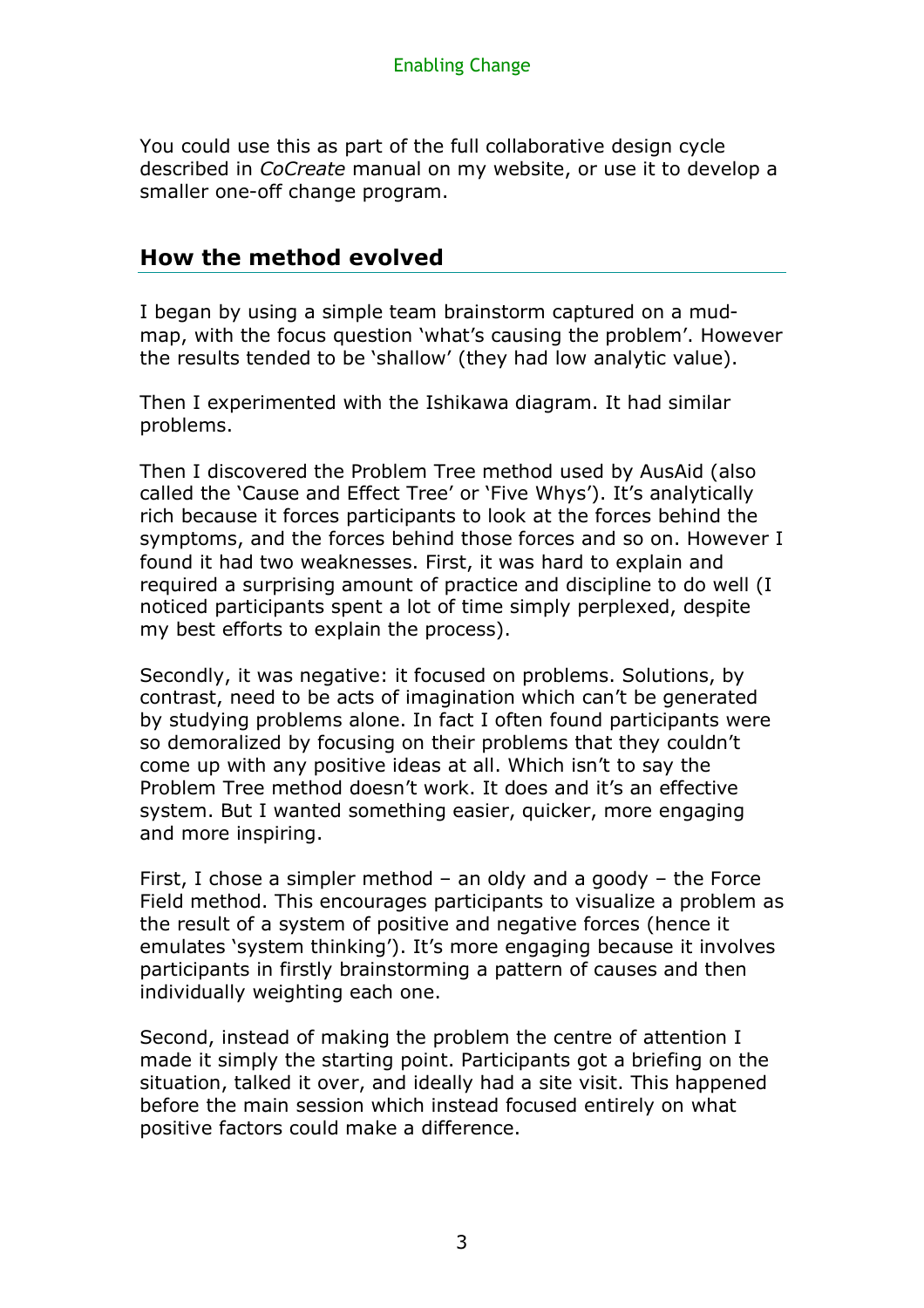You could use this as part of the full collaborative design cycle described in *CoCreate* manual on my website, or use it to develop a smaller one-off change program.

## How the method evolved

I began by using a simple team brainstorm captured on a mud-map, with the focus question 'what's causing the problem'. However the results tended to be 'shallow' (they had low analytic value).

Then I experimented with the Ishikawa diagram. It had similar problems.

Then I discovered the Problem Tree method used by AusAid (also called the 'Cause and Effect Tree' or 'Five Whys'). It's analytically rich because it forces participants to look at the forces behind the symptoms, and the forces behind those forces and so on. However I found it had two weaknesses. First, it was hard to explain and required a surprising amount of practice and discipline to do well (I noticed participants spent a lot of time simply perplexed, despite my best efforts to explain the process).

Secondly, it was negative: it focused on problems. Solutions, by contrast, need to be acts of imagination which can't be generated by studying problems alone. In fact I often found participants were so demoralized by focusing on their problems that they couldn't come up with any positive ideas at all. Which isn't to say the Problem Tree method doesn't work. It does and it's an effective system. But I wanted something easier, quicker, more engaging and more inspiring.

First, I chose a simpler method – an oldy and a goody – the Force Field method. This encourages participants to visualize a problem as the result of a system of positive and negative forces (hence it emulates 'system thinking'). It's more engaging because it involves participants in firstly brainstorming a pattern of causes and then individually weighting each one.

Second, instead of making the problem the centre of attention I made it simply the starting point. Participants got a briefing on the situation, talked it over, and ideally had a site visit. This happened before the main session which instead focused entirely on what positive factors could make a difference.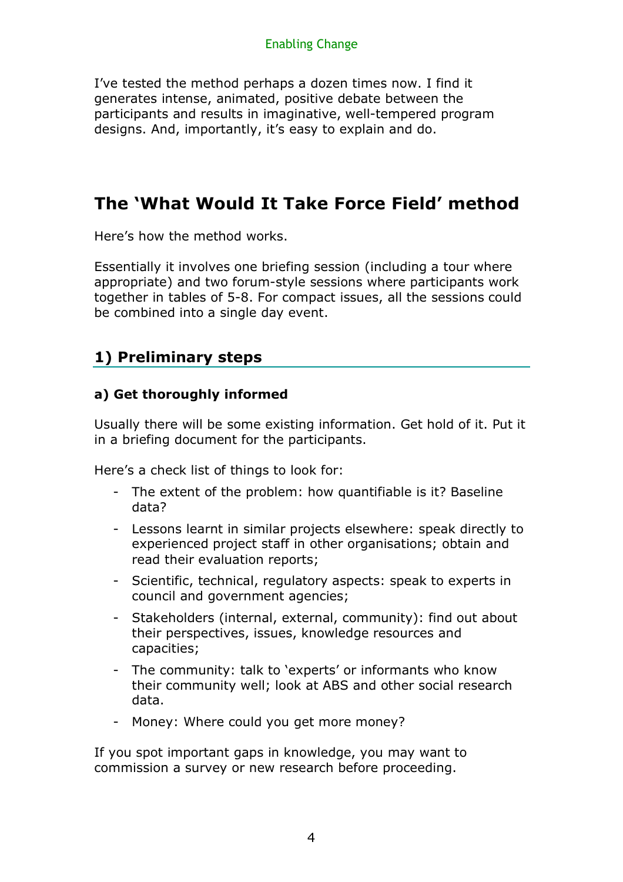I've tested the method perhaps a dozen times now. I find it generates intense, animated, positive debate between the participants and results in imaginative, well-tempered program designs. And, importantly, it's easy to explain and do.

# The 'What Would It Take Force Field' method

Here's how the method works.

Essentially it involves one briefing session (including a tour where appropriate) and two forum-style sessions where participants work together in tables of 5-8. For compact issues, all the sessions could be combined into a single day event.

## 1) Preliminary steps

### a) Get thoroughly informed

Usually there will be some existing information. Get hold of it. Put it in a briefing document for the participants.

Here's a check list of things to look for:

- The extent of the problem: how quantifiable is it? Baseline data?
- Lessons learnt in similar projects elsewhere: speak directly to experienced project staff in other organisations; obtain and read their evaluation reports;
- Scientific, technical, regulatory aspects: speak to experts in council and government agencies;
- Stakeholders (internal, external, community): find out about their perspectives, issues, knowledge resources and capacities;
- The community: talk to 'experts' or informants who know their community well; look at ABS and other social research data.
- Money: Where could you get more money?

If you spot important gaps in knowledge, you may want to commission a survey or new research before proceeding.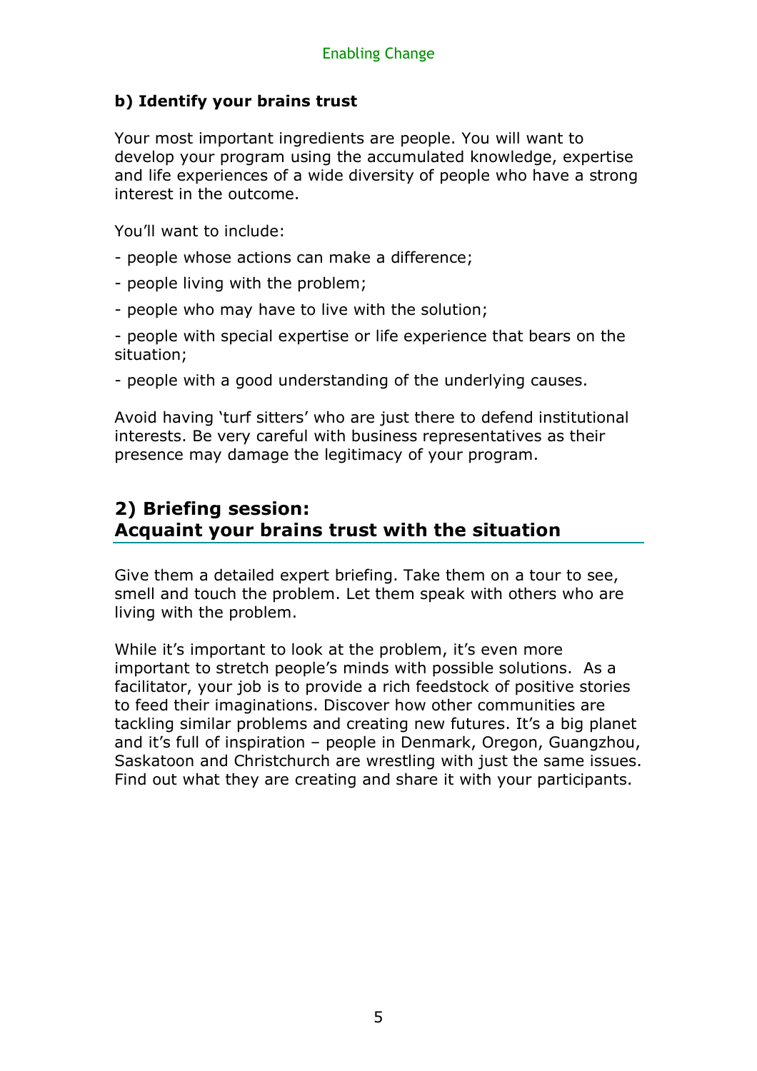**b) Identify your brains trust**

Your most important ingredients are people. You will want to develop your program using the accumulated knowledge, expertise and life experiences of a wide diversity of people who have a strong interest in the outcome.

You'll want to include:

- people whose actions can make a difference;
- people living with the problem;
- people who may have to live with the solution;
- people with special expertise or life experience that bears on the situation;
- people with a good understanding of the underlying causes.

Avoid having 'turf sitters' who are just there to defend institutional interests. Be very careful with business representatives as their presence may damage the legitimacy of your program.

## 2) Briefing session: Acquaint your brains trust with the situation

Give them a detailed expert briefing. Take them on a tour to see, smell and touch the problem. Let them speak with others who are living with the problem.

While it's important to look at the problem, it's even more important to stretch people's minds with possible solutions. As a facilitator, your job is to provide a rich feedstock of positive stories to feed their imaginations. Discover how other communities are tackling similar problems and creating new futures. It's a big planet and it's full of inspiration – people in Denmark, Oregon, Guangzhou, Saskatoon and Christchurch are wrestling with just the same issues. Find out what they are creating and share it with your participants.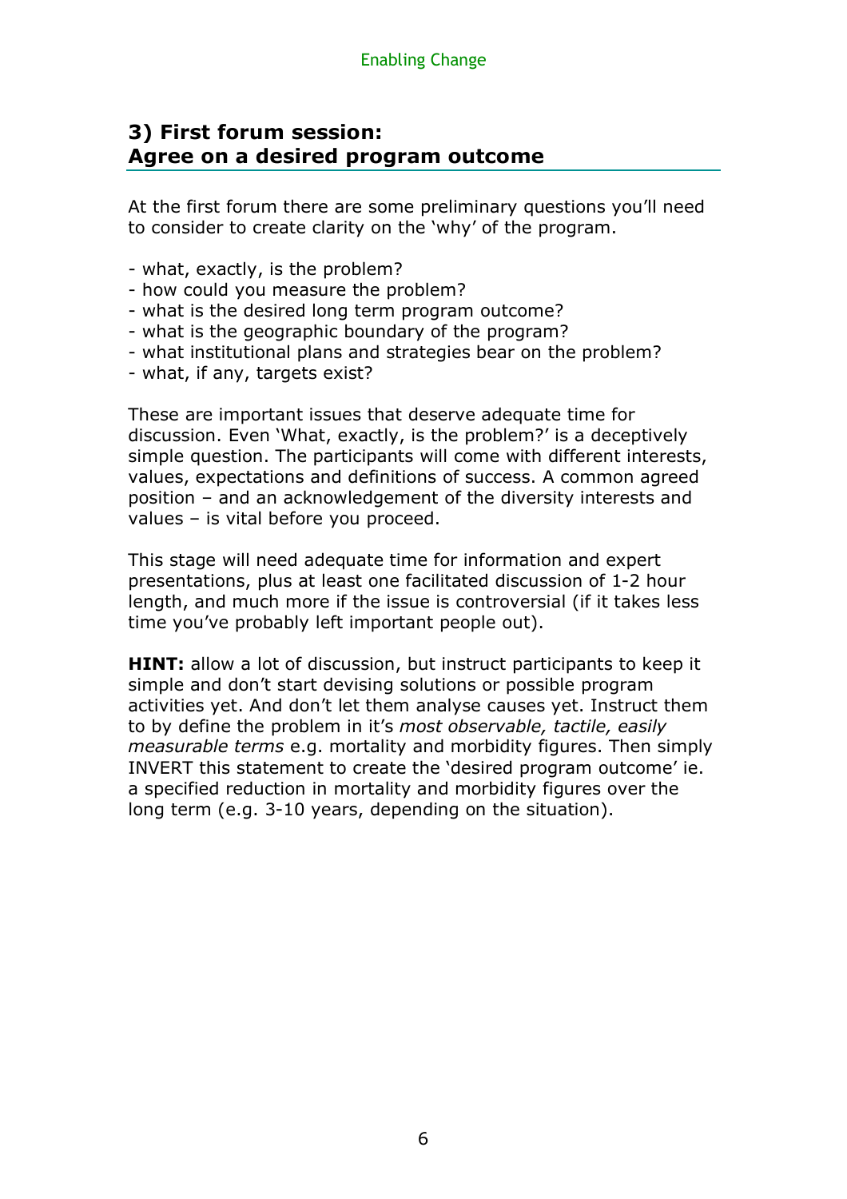## 3) First forum session: Agree on a desired program outcome

At the first forum there are some preliminary questions you'll need to consider to create clarity on the 'why' of the program.

- what, exactly, is the problem?
- how could you measure the problem?
- what is the desired long term program outcome?
- what is the geographic boundary of the program?
- what institutional plans and strategies bear on the problem?
- what, if any, targets exist?

These are important issues that deserve adequate time for discussion. Even 'What, exactly, is the problem?' is a deceptively simple question. The participants will come with different interests, values, expectations and definitions of success. A common agreed position – and an acknowledgement of the diversity interests and values – is vital before you proceed.

This stage will need adequate time for information and expert presentations, plus at least one facilitated discussion of 1-2 hour length, and much more if the issue is controversial (if it takes less time you've probably left important people out).

**HINT:** allow a lot of discussion, but instruct participants to keep it simple and don't start devising solutions or possible program activities yet. And don't let them analyse causes yet. Instruct them to by define the problem in it's *most observable, tactile, easily measurable terms* e.g. mortality and morbidity figures. Then simply INVERT this statement to create the 'desired program outcome' ie. a specified reduction in mortality and morbidity figures over the long term (e.g. 3-10 years, depending on the situation).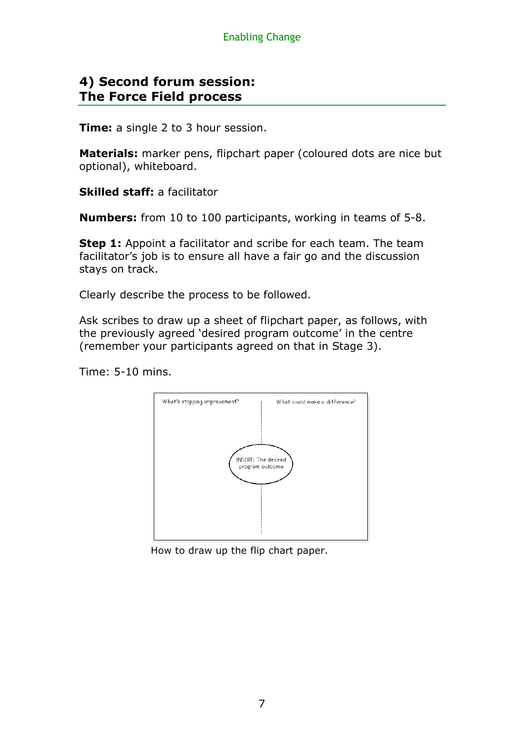## 4) Second forum session: The Force Field process

**Time:** a single 2 to 3 hour session.

**Materials:** marker pens, flipchart paper (coloured dots are nice but optional), whiteboard.

**Skilled staff:** a facilitator

**Numbers:** from 10 to 100 participants, working in teams of 5-8.

**Step 1:** Appoint a facilitator and scribe for each team. The team facilitator's job is to ensure all have a fair go and the discussion stays on track.

Clearly describe the process to be followed.

Ask scribes to draw up a sheet of flipchart paper, as follows, with the previously agreed 'desired program outcome' in the centre (remember your participants agreed on that in Stage 3).

Time: 5-10 mins.

What's stopping improvement? | What could make a difference?

INSERT: The desired program outcome

How to draw up the flip chart paper.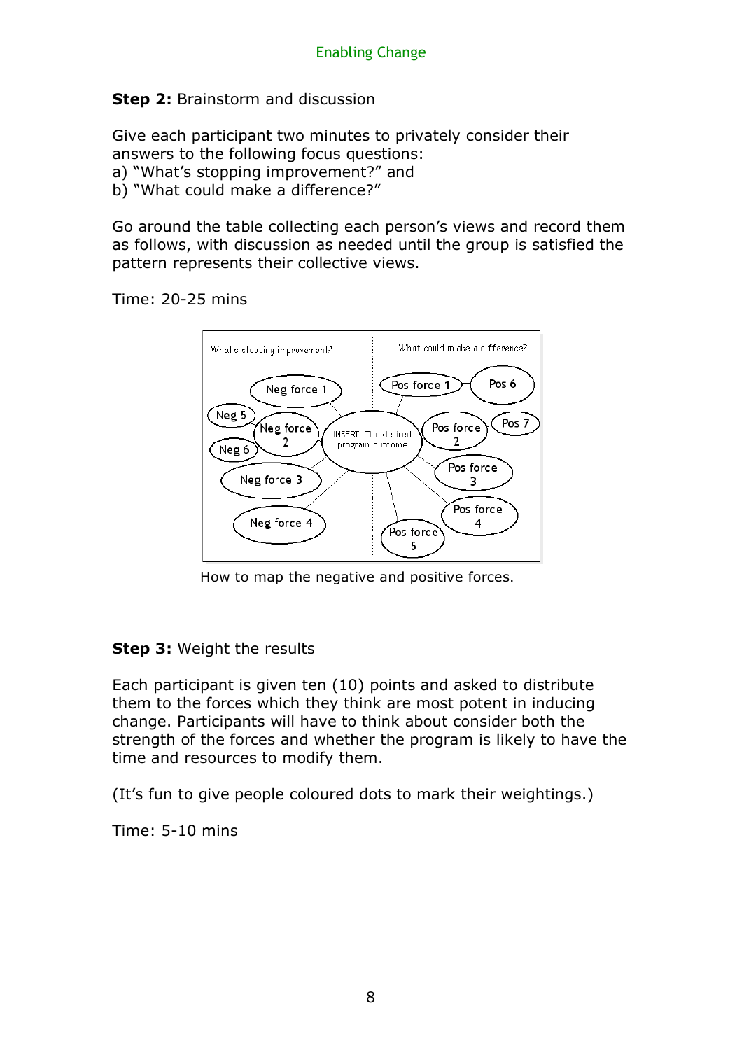**Step 2:** Brainstorm and discussion

Give each participant two minutes to privately consider their answers to the following focus questions:
a) "What's stopping improvement?" and
b) "What could make a difference?"

Go around the table collecting each person's views and record them as follows, with discussion as needed until the group is satisfied the pattern represents their collective views.

Time: 20-25 mins

How to map the negative and positive forces.

**Step 3:** Weight the results

Each participant is given ten (10) points and asked to distribute them to the forces which they think are most potent in inducing change. Participants will have to think about consider both the strength of the forces and whether the program is likely to have the time and resources to modify them.

(It's fun to give people coloured dots to mark their weightings.)

Time: 5-10 mins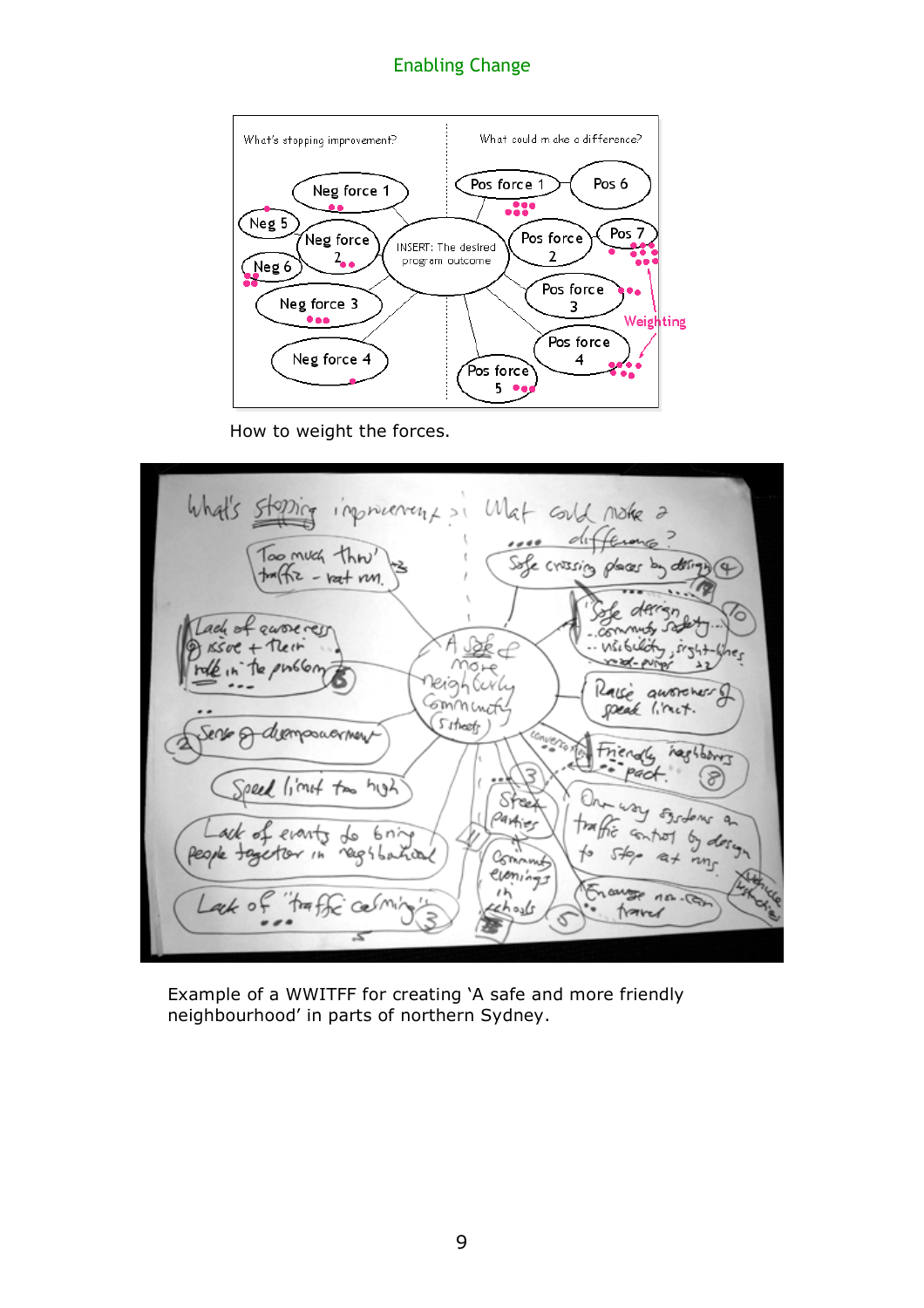How to weight the forces.

Example of a WWITFF for creating 'A safe and more friendly neighbourhood' in parts of northern Sydney.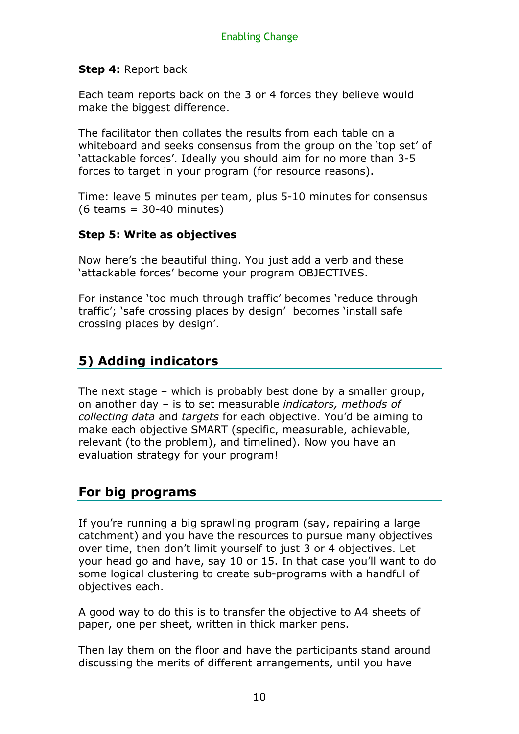**Step 4:** Report back

Each team reports back on the 3 or 4 forces they believe would make the biggest difference.

The facilitator then collates the results from each table on a whiteboard and seeks consensus from the group on the 'top set' of 'attackable forces'. Ideally you should aim for no more than 3-5 forces to target in your program (for resource reasons).

Time: leave 5 minutes per team, plus 5-10 minutes for consensus (6 teams = 30-40 minutes)

**Step 5: Write as objectives**

Now here's the beautiful thing. You just add a verb and these 'attackable forces' become your program OBJECTIVES.

For instance 'too much through traffic' becomes 'reduce through traffic'; 'safe crossing places by design' becomes 'install safe crossing places by design'.

## 5) Adding indicators

The next stage – which is probably best done by a smaller group, on another day – is to set measurable *indicators, methods of collecting data* and *targets* for each objective. You'd be aiming to make each objective SMART (specific, measurable, achievable, relevant (to the problem), and timelined). Now you have an evaluation strategy for your program!

## For big programs

If you're running a big sprawling program (say, repairing a large catchment) and you have the resources to pursue many objectives over time, then don't limit yourself to just 3 or 4 objectives. Let your head go and have, say 10 or 15. In that case you'll want to do some logical clustering to create sub-programs with a handful of objectives each.

A good way to do this is to transfer the objective to A4 sheets of paper, one per sheet, written in thick marker pens.

Then lay them on the floor and have the participants stand around discussing the merits of different arrangements, until you have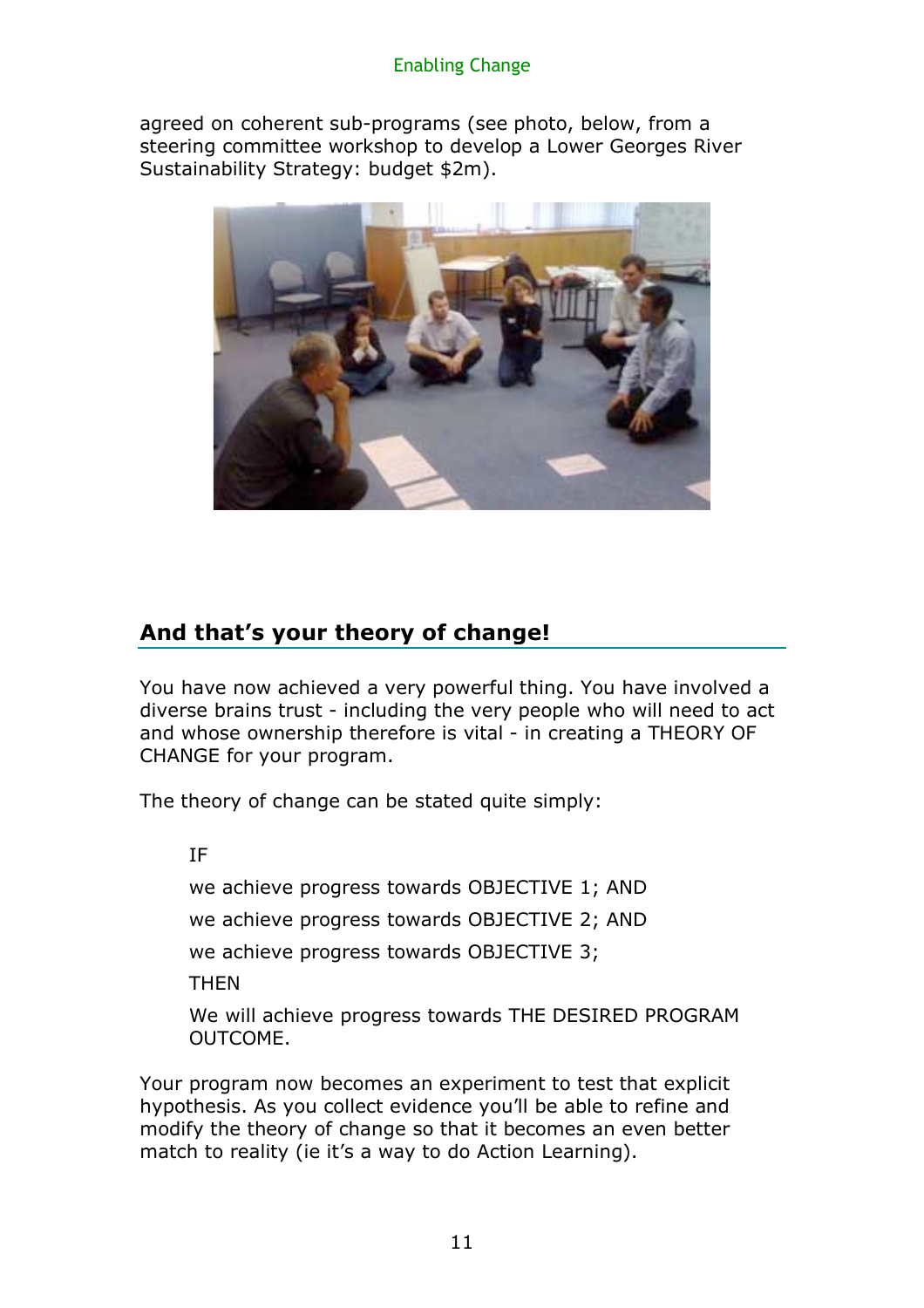agreed on coherent sub-programs (see photo, below, from a steering committee workshop to develop a Lower Georges River Sustainability Strategy: budget $2m).

## And that's your theory of change!

You have now achieved a very powerful thing. You have involved a diverse brains trust - including the very people who will need to act and whose ownership therefore is vital - in creating a THEORY OF CHANGE for your program.

The theory of change can be stated quite simply:

> IF
>
> we achieve progress towards OBJECTIVE 1; AND
>
> we achieve progress towards OBJECTIVE 2; AND
>
> we achieve progress towards OBJECTIVE 3;
>
> THEN
>
> We will achieve progress towards THE DESIRED PROGRAM OUTCOME.

Your program now becomes an experiment to test that explicit hypothesis. As you collect evidence you'll be able to refine and modify the theory of change so that it becomes an even better match to reality (ie it's a way to do Action Learning).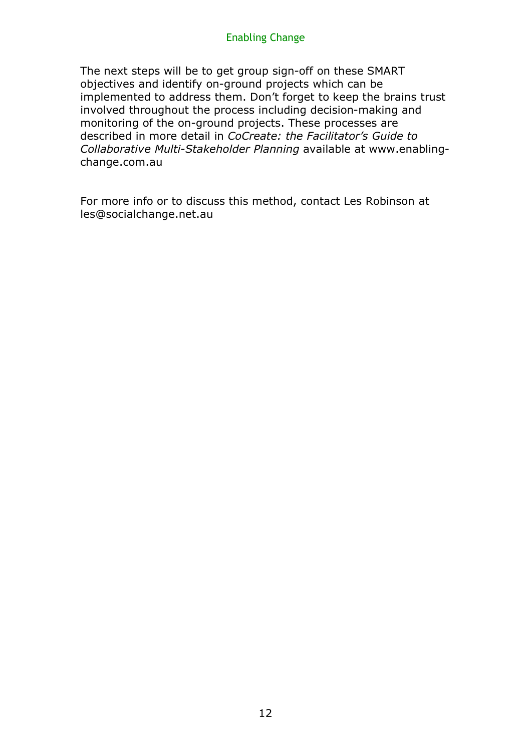The next steps will be to get group sign-off on these SMART objectives and identify on-ground projects which can be implemented to address them. Don't forget to keep the brains trust involved throughout the process including decision-making and monitoring of the on-ground projects. These processes are described in more detail in *CoCreate: the Facilitator's Guide to Collaborative Multi-Stakeholder Planning* available at www.enabling-change.com.au

For more info or to discuss this method, contact Les Robinson at les@socialchange.net.au